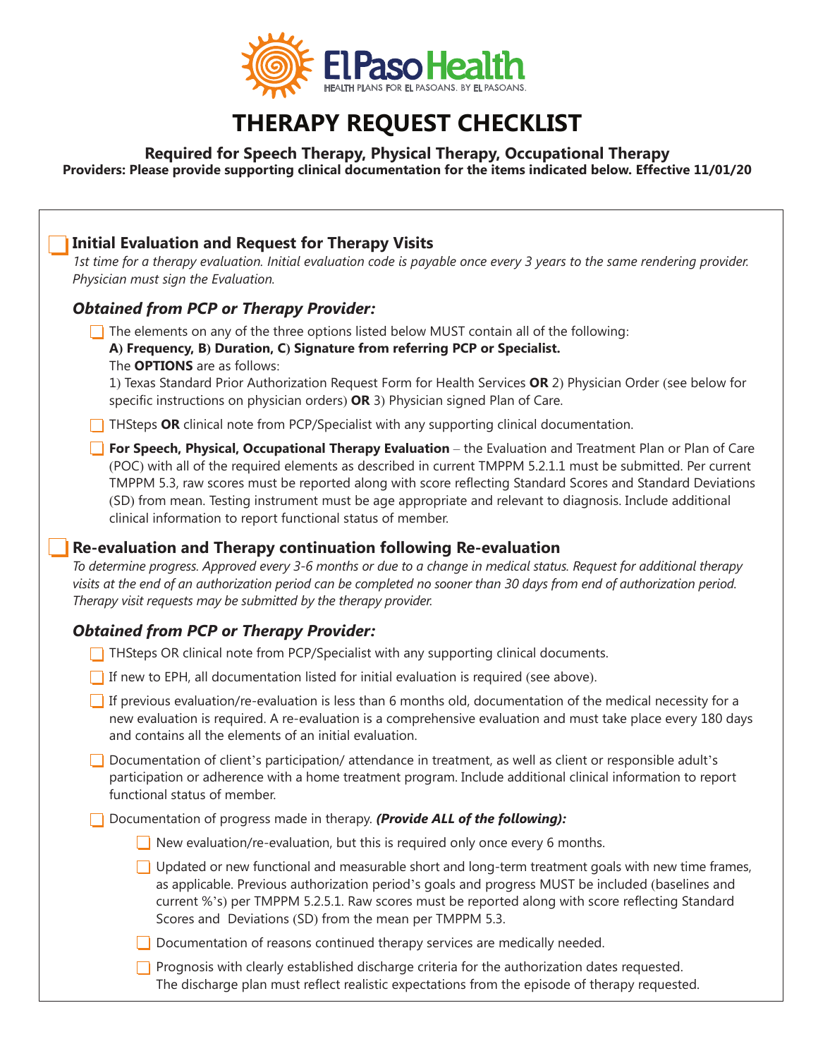El Paso Health
HEALTH PLANS FOR EL PASOANS. BY EL PASOANS.

# THERAPY REQUEST CHECKLIST

**Required for Speech Therapy, Physical Therapy, Occupational Therapy**
**Providers: Please provide supporting clinical documentation for the items indicated below. Effective 11/01/20**

## ☐ Initial Evaluation and Request for Therapy Visits

*1st time for a therapy evaluation. Initial evaluation code is payable once every 3 years to the same rendering provider. Physician must sign the Evaluation.*

### *Obtained from PCP or Therapy Provider:*

- ☐ The elements on any of the three options listed below MUST contain all of the following:
  **A) Frequency, B) Duration, C) Signature from referring PCP or Specialist.**
  The **OPTIONS** are as follows:
  1) Texas Standard Prior Authorization Request Form for Health Services **OR** 2) Physician Order (see below for specific instructions on physician orders) **OR** 3) Physician signed Plan of Care.
- ☐ THSteps **OR** clinical note from PCP/Specialist with any supporting clinical documentation.
- ☐ **For Speech, Physical, Occupational Therapy Evaluation** – the Evaluation and Treatment Plan or Plan of Care (POC) with all of the required elements as described in current TMPPM 5.2.1.1 must be submitted. Per current TMPPM 5.3, raw scores must be reported along with score reflecting Standard Scores and Standard Deviations (SD) from mean. Testing instrument must be age appropriate and relevant to diagnosis. Include additional clinical information to report functional status of member.

## ☐ Re-evaluation and Therapy continuation following Re-evaluation

*To determine progress. Approved every 3-6 months or due to a change in medical status. Request for additional therapy visits at the end of an authorization period can be completed no sooner than 30 days from end of authorization period. Therapy visit requests may be submitted by the therapy provider.*

### *Obtained from PCP or Therapy Provider:*

- ☐ THSteps OR clinical note from PCP/Specialist with any supporting clinical documents.
- ☐ If new to EPH, all documentation listed for initial evaluation is required (see above).
- ☐ If previous evaluation/re-evaluation is less than 6 months old, documentation of the medical necessity for a new evaluation is required. A re-evaluation is a comprehensive evaluation and must take place every 180 days and contains all the elements of an initial evaluation.
- ☐ Documentation of client's participation/ attendance in treatment, as well as client or responsible adult's participation or adherence with a home treatment program. Include additional clinical information to report functional status of member.
- ☐ Documentation of progress made in therapy. ***(Provide ALL of the following):***
  - ☐ New evaluation/re-evaluation, but this is required only once every 6 months.
  - ☐ Updated or new functional and measurable short and long-term treatment goals with new time frames, as applicable. Previous authorization period's goals and progress MUST be included (baselines and current %'s) per TMPPM 5.2.5.1. Raw scores must be reported along with score reflecting Standard Scores and Deviations (SD) from the mean per TMPPM 5.3.
  - ☐ Documentation of reasons continued therapy services are medically needed.
  - ☐ Prognosis with clearly established discharge criteria for the authorization dates requested. The discharge plan must reflect realistic expectations from the episode of therapy requested.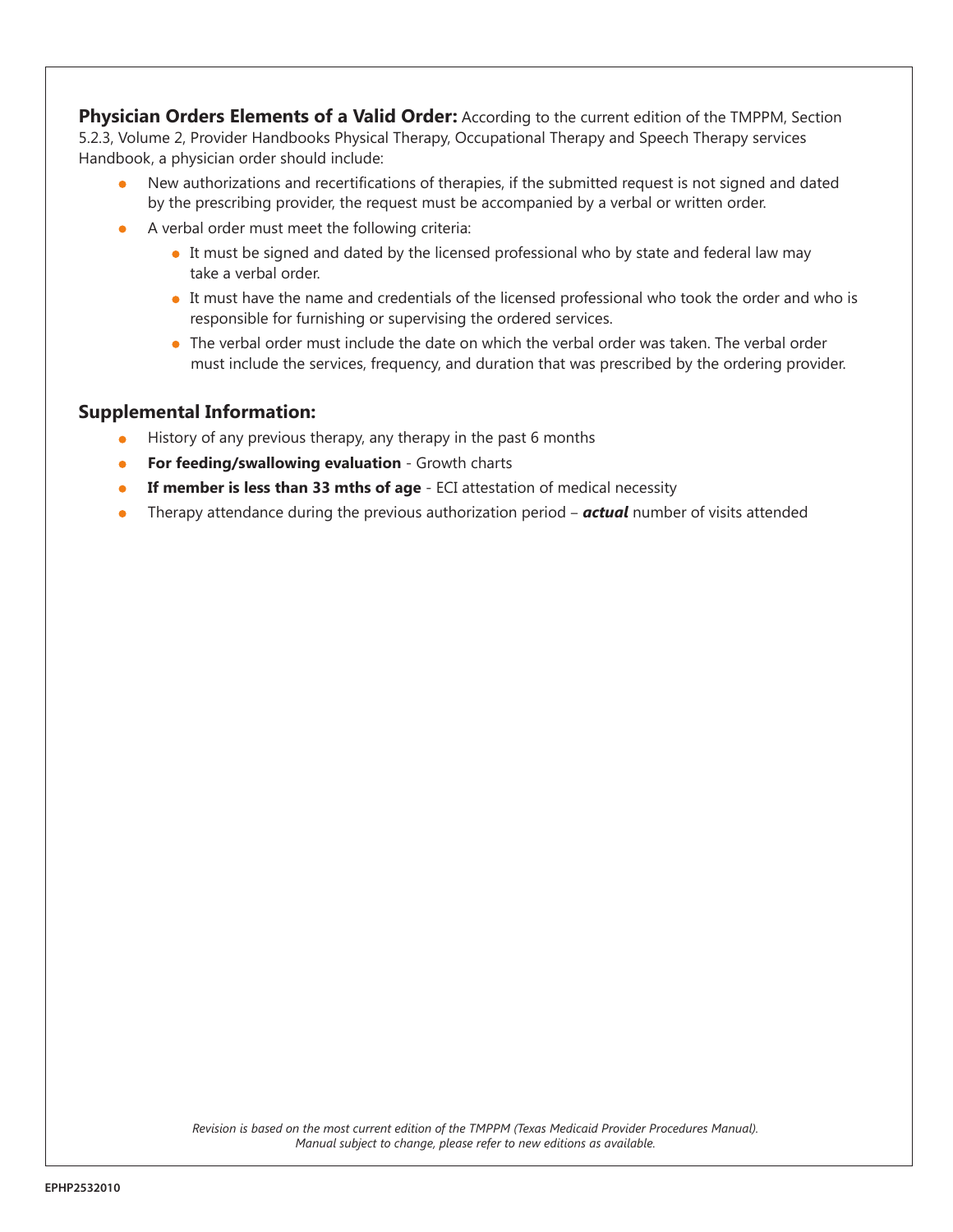**Physician Orders Elements of a Valid Order:** According to the current edition of the TMPPM, Section 5.2.3, Volume 2, Provider Handbooks Physical Therapy, Occupational Therapy and Speech Therapy services Handbook, a physician order should include:

- New authorizations and recertifications of therapies, if the submitted request is not signed and dated by the prescribing provider, the request must be accompanied by a verbal or written order.
- A verbal order must meet the following criteria:
  - It must be signed and dated by the licensed professional who by state and federal law may take a verbal order.
  - It must have the name and credentials of the licensed professional who took the order and who is responsible for furnishing or supervising the ordered services.
  - The verbal order must include the date on which the verbal order was taken. The verbal order must include the services, frequency, and duration that was prescribed by the ordering provider.

## Supplemental Information:

- History of any previous therapy, any therapy in the past 6 months
- **For feeding/swallowing evaluation** - Growth charts
- **If member is less than 33 mths of age** - ECI attestation of medical necessity
- Therapy attendance during the previous authorization period – ***actual*** number of visits attended

*Revision is based on the most current edition of the TMPPM (Texas Medicaid Provider Procedures Manual). Manual subject to change, please refer to new editions as available.*

EPHP2532010